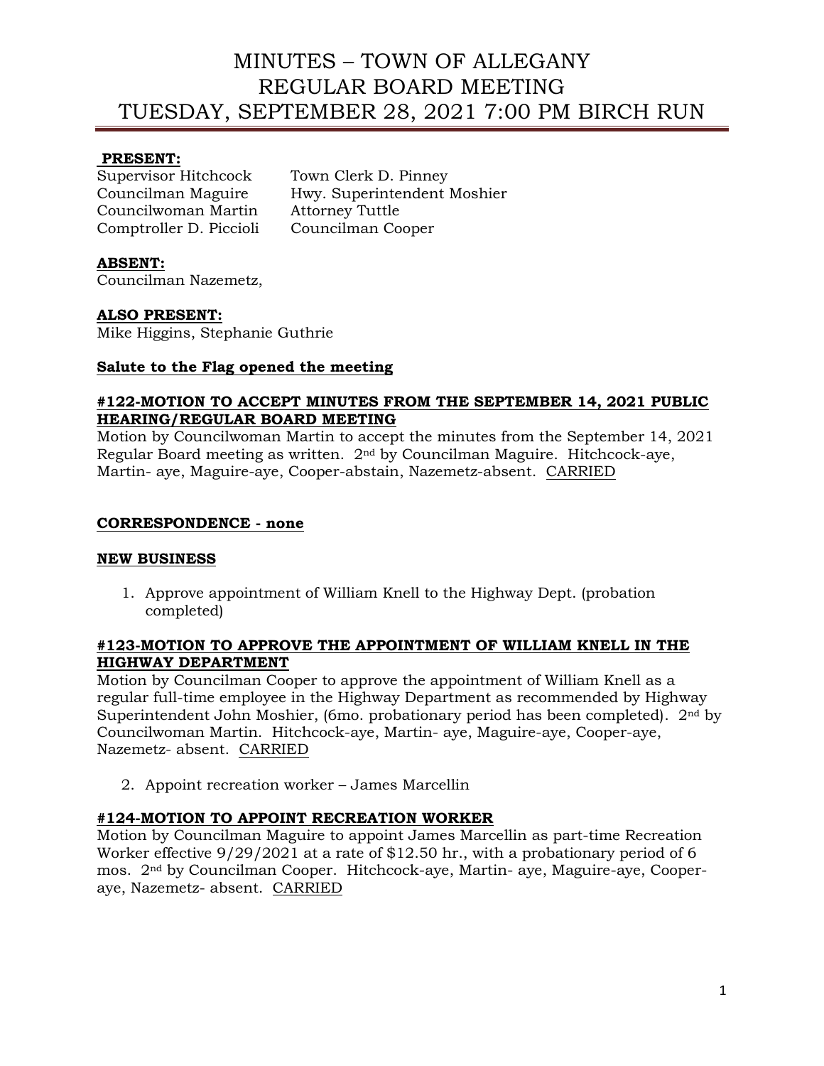# MINUTES – TOWN OF ALLEGANY
# REGULAR BOARD MEETING
# TUESDAY, SEPTEMBER 28, 2021 7:00 PM BIRCH RUN

**PRESENT:**

Supervisor Hitchcock — Town Clerk D. Pinney
Councilman Maguire — Hwy. Superintendent Moshier
Councilwoman Martin — Attorney Tuttle
Comptroller D. Piccioli — Councilman Cooper

**ABSENT:**
Councilman Nazemetz,

**ALSO PRESENT:**
Mike Higgins, Stephanie Guthrie

**Salute to the Flag opened the meeting**

**#122-MOTION TO ACCEPT MINUTES FROM THE SEPTEMBER 14, 2021 PUBLIC HEARING/REGULAR BOARD MEETING**
Motion by Councilwoman Martin to accept the minutes from the September 14, 2021 Regular Board meeting as written. 2nd by Councilman Maguire. Hitchcock-aye, Martin- aye, Maguire-aye, Cooper-abstain, Nazemetz-absent. CARRIED

**CORRESPONDENCE - none**

**NEW BUSINESS**

1. Approve appointment of William Knell to the Highway Dept. (probation completed)

**#123-MOTION TO APPROVE THE APPOINTMENT OF WILLIAM KNELL IN THE HIGHWAY DEPARTMENT**
Motion by Councilman Cooper to approve the appointment of William Knell as a regular full-time employee in the Highway Department as recommended by Highway Superintendent John Moshier, (6mo. probationary period has been completed). 2nd by Councilwoman Martin. Hitchcock-aye, Martin- aye, Maguire-aye, Cooper-aye, Nazemetz- absent. CARRIED

2. Appoint recreation worker – James Marcellin

**#124-MOTION TO APPOINT RECREATION WORKER**
Motion by Councilman Maguire to appoint James Marcellin as part-time Recreation Worker effective 9/29/2021 at a rate of $12.50 hr., with a probationary period of 6 mos. 2nd by Councilman Cooper. Hitchcock-aye, Martin- aye, Maguire-aye, Cooper-aye, Nazemetz- absent. CARRIED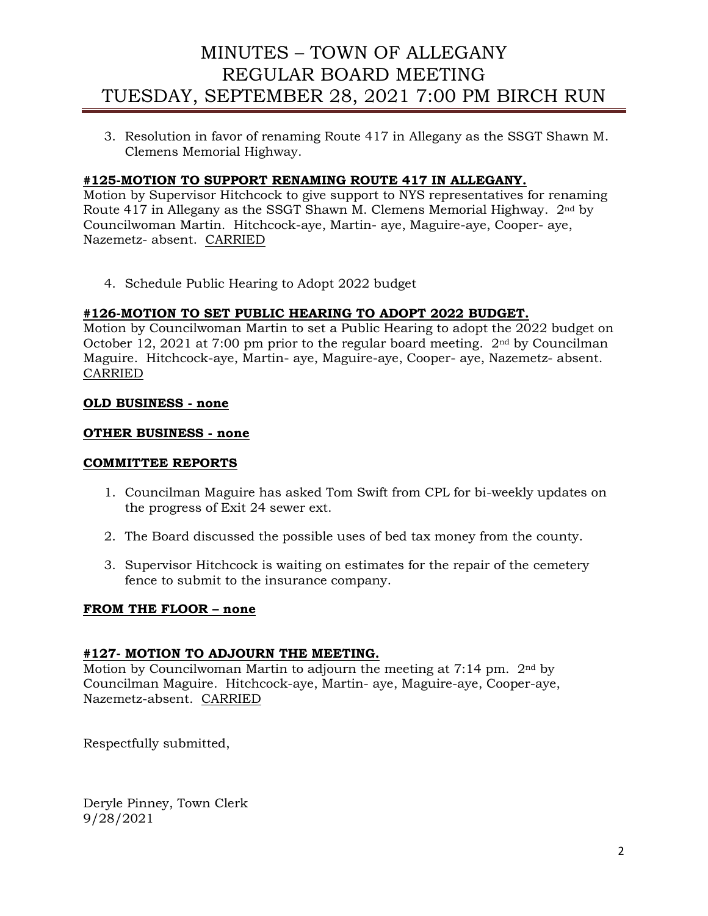3. Resolution in favor of renaming Route 417 in Allegany as the SSGT Shawn M. Clemens Memorial Highway.

**#125-MOTION TO SUPPORT RENAMING ROUTE 417 IN ALLEGANY.**

Motion by Supervisor Hitchcock to give support to NYS representatives for renaming Route 417 in Allegany as the SSGT Shawn M. Clemens Memorial Highway. 2nd by Councilwoman Martin. Hitchcock-aye, Martin- aye, Maguire-aye, Cooper- aye, Nazemetz- absent. CARRIED

4. Schedule Public Hearing to Adopt 2022 budget

**#126-MOTION TO SET PUBLIC HEARING TO ADOPT 2022 BUDGET.**

Motion by Councilwoman Martin to set a Public Hearing to adopt the 2022 budget on October 12, 2021 at 7:00 pm prior to the regular board meeting. 2nd by Councilman Maguire. Hitchcock-aye, Martin- aye, Maguire-aye, Cooper- aye, Nazemetz- absent. CARRIED

**OLD BUSINESS - none**

**OTHER BUSINESS - none**

**COMMITTEE REPORTS**

1. Councilman Maguire has asked Tom Swift from CPL for bi-weekly updates on the progress of Exit 24 sewer ext.
2. The Board discussed the possible uses of bed tax money from the county.
3. Supervisor Hitchcock is waiting on estimates for the repair of the cemetery fence to submit to the insurance company.

**FROM THE FLOOR – none**

**#127- MOTION TO ADJOURN THE MEETING.**

Motion by Councilwoman Martin to adjourn the meeting at 7:14 pm. 2nd by Councilman Maguire. Hitchcock-aye, Martin- aye, Maguire-aye, Cooper-aye, Nazemetz-absent. CARRIED

Respectfully submitted,

Deryle Pinney, Town Clerk
9/28/2021